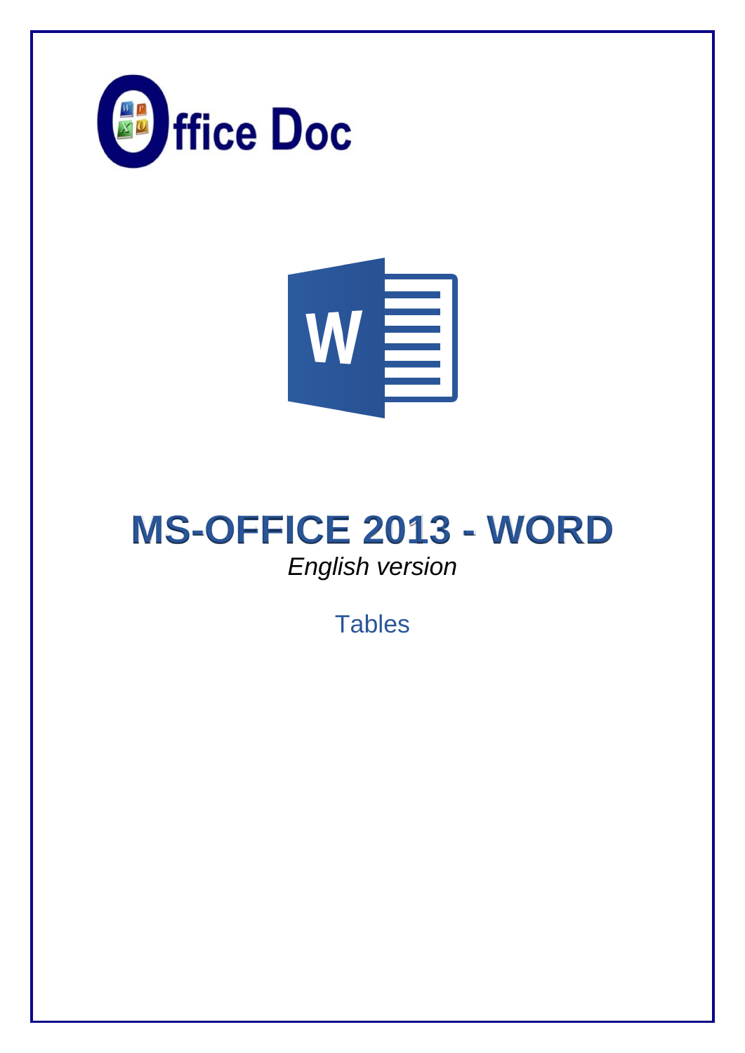Office Doc

# MS-OFFICE 2013 - WORD

*English version*

Tables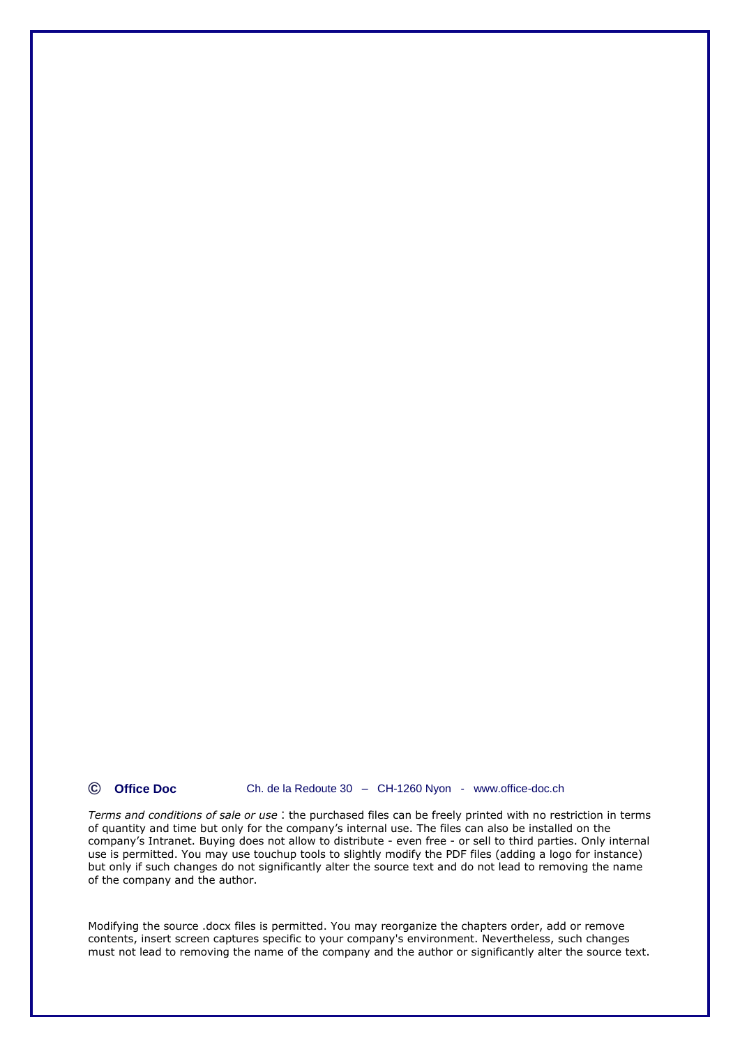© **Office Doc** Ch. de la Redoute 30 – CH-1260 Nyon - www.office-doc.ch

*Terms and conditions of sale or use* : the purchased files can be freely printed with no restriction in terms of quantity and time but only for the company's internal use. The files can also be installed on the company's Intranet. Buying does not allow to distribute - even free - or sell to third parties. Only internal use is permitted. You may use touchup tools to slightly modify the PDF files (adding a logo for instance) but only if such changes do not significantly alter the source text and do not lead to removing the name of the company and the author.

Modifying the source .docx files is permitted. You may reorganize the chapters order, add or remove contents, insert screen captures specific to your company's environment. Nevertheless, such changes must not lead to removing the name of the company and the author or significantly alter the source text.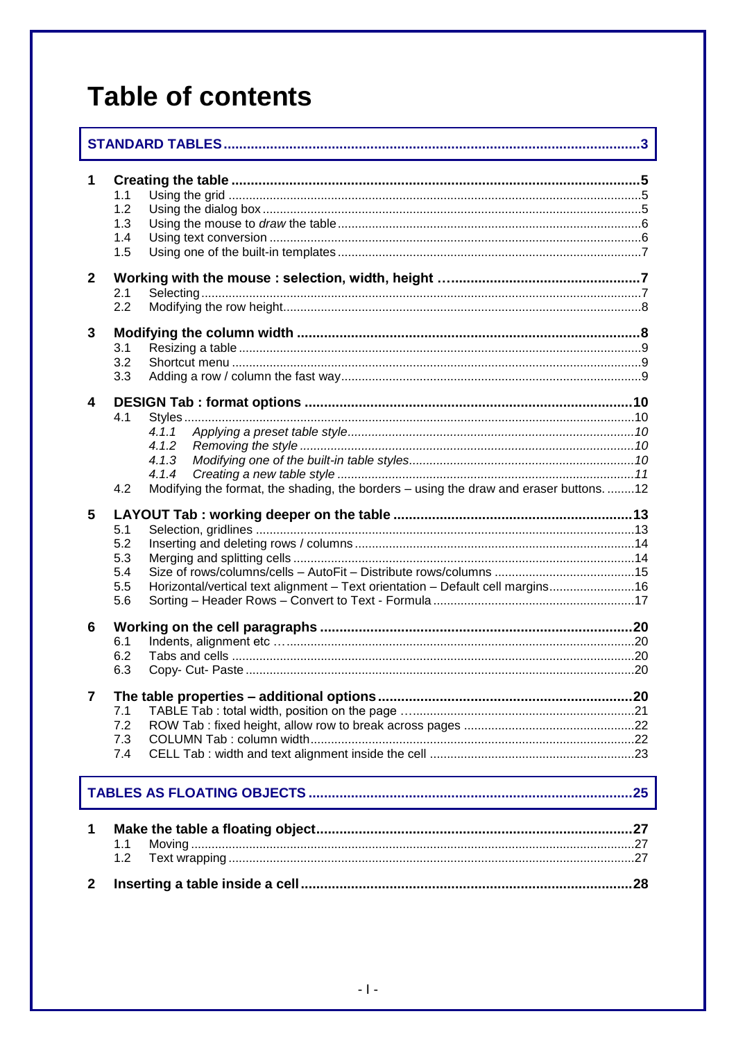# Table of contents

**STANDARD TABLES** ........ 3

**1 Creating the table** ........ 5
- 1.1 Using the grid ........ 5
- 1.2 Using the dialog box ........ 5
- 1.3 Using the mouse to *draw* the table ........ 6
- 1.4 Using text conversion ........ 6
- 1.5 Using one of the built-in templates ........ 7

**2 Working with the mouse : selection, width, height** ........ 7
- 2.1 Selecting ........ 7
- 2.2 Modifying the row height ........ 8

**3 Modifying the column width** ........ 8
- 3.1 Resizing a table ........ 9
- 3.2 Shortcut menu ........ 9
- 3.3 Adding a row / column the fast way ........ 9

**4 DESIGN Tab : format options** ........ 10
- 4.1 Styles ........ 10
  - *4.1.1 Applying a preset table style ........ 10*
  - *4.1.2 Removing the style ........ 10*
  - *4.1.3 Modifying one of the built-in table styles ........ 10*
  - *4.1.4 Creating a new table style ........ 11*
- 4.2 Modifying the format, the shading, the borders – using the draw and eraser buttons. ........ 12

**5 LAYOUT Tab : working deeper on the table** ........ 13
- 5.1 Selection, gridlines ........ 13
- 5.2 Inserting and deleting rows / columns ........ 14
- 5.3 Merging and splitting cells ........ 14
- 5.4 Size of rows/columns/cells – AutoFit – Distribute rows/columns ........ 15
- 5.5 Horizontal/vertical text alignment – Text orientation – Default cell margins ........ 16
- 5.6 Sorting – Header Rows – Convert to Text - Formula ........ 17

**6 Working on the cell paragraphs** ........ 20
- 6.1 Indents, alignment etc ........ 20
- 6.2 Tabs and cells ........ 20
- 6.3 Copy- Cut- Paste ........ 20

**7 The table properties – additional options** ........ 20
- 7.1 TABLE Tab : total width, position on the page ........ 21
- 7.2 ROW Tab : fixed height, allow row to break across pages ........ 22
- 7.3 COLUMN Tab : column width ........ 22
- 7.4 CELL Tab : width and text alignment inside the cell ........ 23

**TABLES AS FLOATING OBJECTS** ........ 25

**1 Make the table a floating object** ........ 27
- 1.1 Moving ........ 27
- 1.2 Text wrapping ........ 27

**2 Inserting a table inside a cell** ........ 28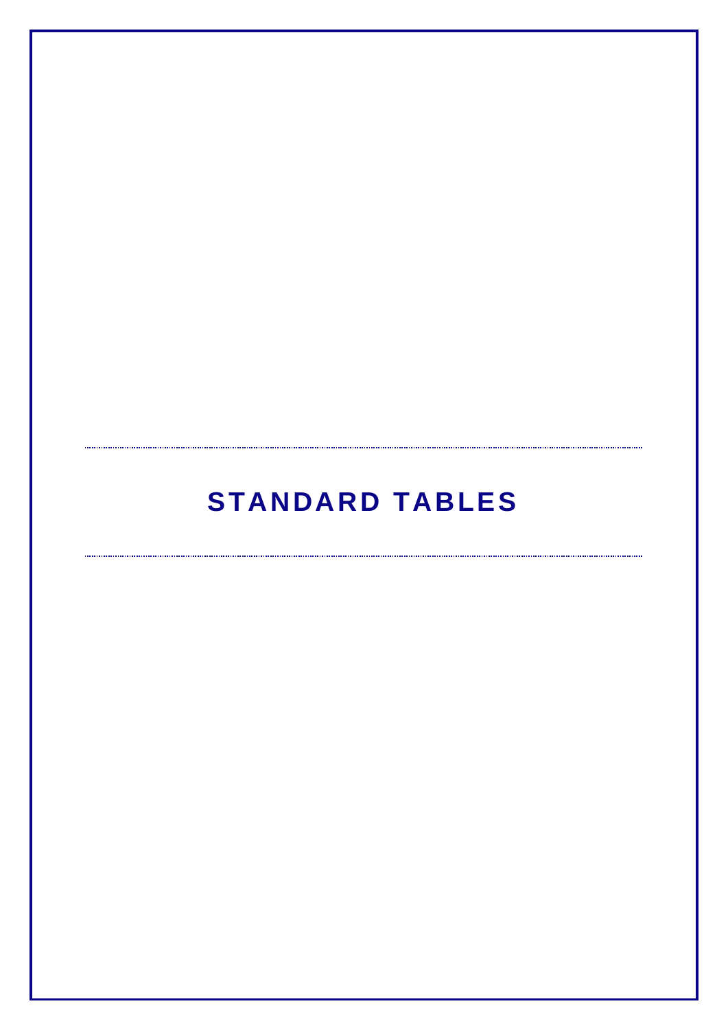# STANDARD TABLES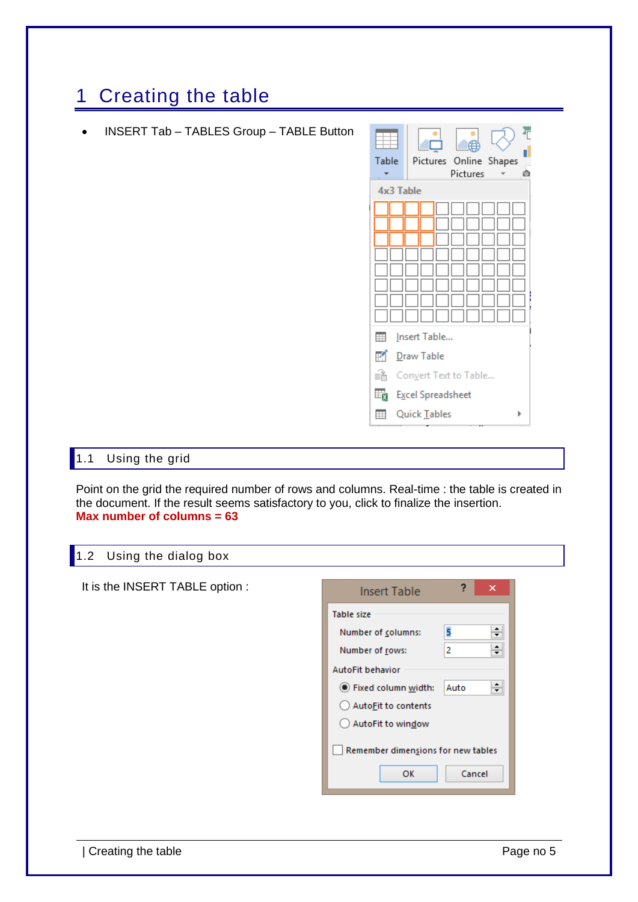# 1 Creating the table

- INSERT Tab – TABLES Group – TABLE Button

## 1.1 Using the grid

Point on the grid the required number of rows and columns. Real-time : the table is created in the document. If the result seems satisfactory to you, click to finalize the insertion.
**Max number of columns = 63**

## 1.2 Using the dialog box

It is the INSERT TABLE option :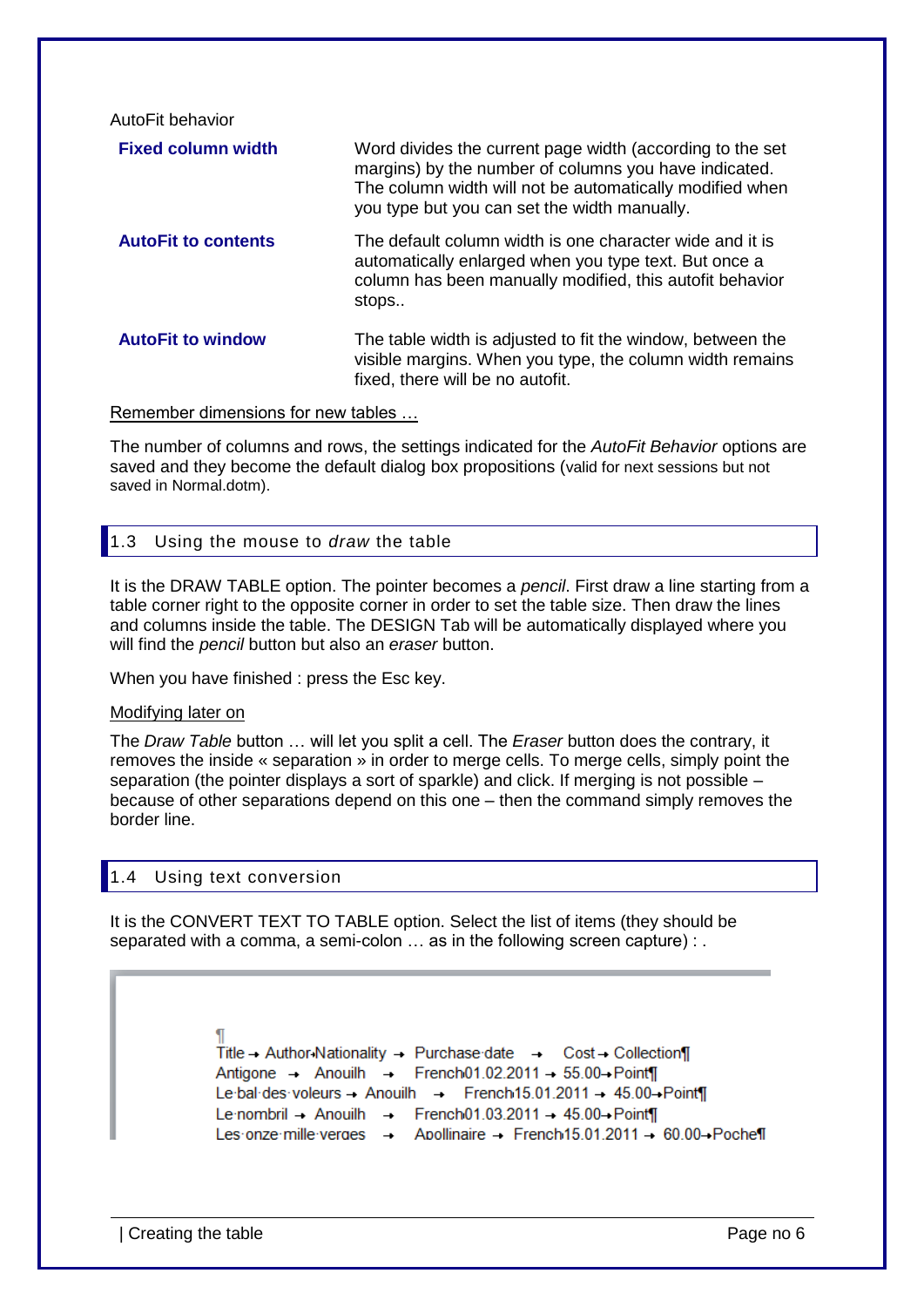AutoFit behavior

| | |
|---|---|
| **Fixed column width** | Word divides the current page width (according to the set margins) by the number of columns you have indicated. The column width will not be automatically modified when you type but you can set the width manually. |
| **AutoFit to contents** | The default column width is one character wide and it is automatically enlarged when you type text. But once a column has been manually modified, this autofit behavior stops.. |
| **AutoFit to window** | The table width is adjusted to fit the window, between the visible margins. When you type, the column width remains fixed, there will be no autofit. |

Remember dimensions for new tables …

The number of columns and rows, the settings indicated for the *AutoFit Behavior* options are saved and they become the default dialog box propositions (valid for next sessions but not saved in Normal.dotm).

## 1.3 Using the mouse to *draw* the table

It is the DRAW TABLE option. The pointer becomes a *pencil*. First draw a line starting from a table corner right to the opposite corner in order to set the table size. Then draw the lines and columns inside the table. The DESIGN Tab will be automatically displayed where you will find the *pencil* button but also an *eraser* button.

When you have finished : press the Esc key.

Modifying later on

The *Draw Table* button … will let you split a cell. The *Eraser* button does the contrary, it removes the inside « separation » in order to merge cells. To merge cells, simply point the separation (the pointer displays a sort of sparkle) and click. If merging is not possible – because of other separations depend on this one – then the command simply removes the border line.

## 1.4 Using text conversion

It is the CONVERT TEXT TO TABLE option. Select the list of items (they should be separated with a comma, a semi-colon … as in the following screen capture) : .

```
¶
Title → Author→Nationality → Purchase·date → Cost → Collection¶
Antigone → Anouilh → French01.02.2011 → 55.00→Point¶
Le·bal·des·voleurs → Anouilh → French15.01.2011 → 45.00→Point¶
Le·nombril → Anouilh → French01.03.2011 → 45.00→Point¶
Les·onze·mille·verges → Apollinaire → French15.01.2011 → 60.00→Poche¶
```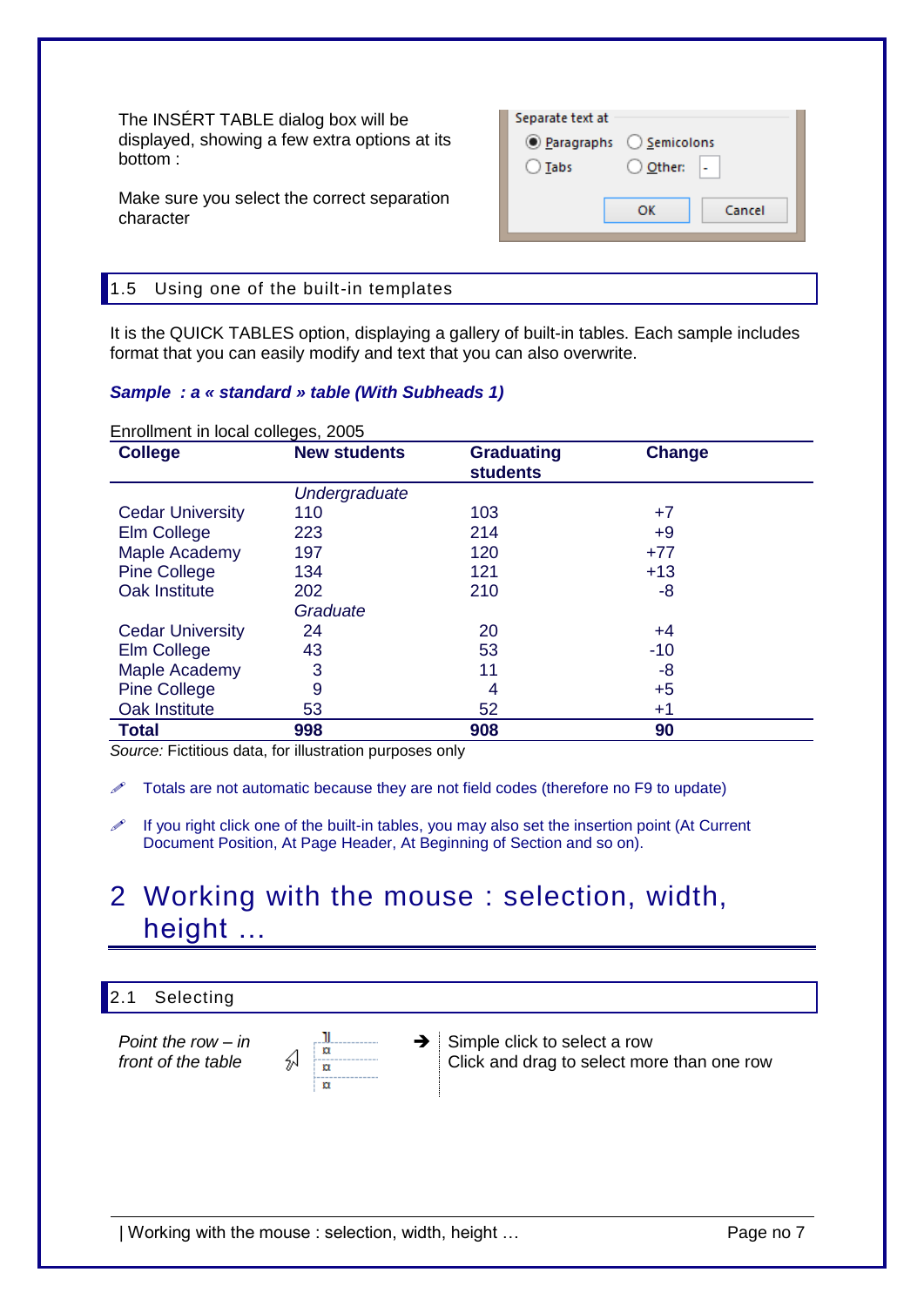The INSÉRT TABLE dialog box will be displayed, showing a few extra options at its bottom :

Make sure you select the correct separation character

Separate text at

- (•) Paragraphs ( ) Semicolons
- ( ) Tabs ( ) Other: -

OK Cancel

## 1.5 Using one of the built-in templates

It is the QUICK TABLES option, displaying a gallery of built-in tables. Each sample includes format that you can easily modify and text that you can also overwrite.

***Sample : a « standard » table (With Subheads 1)***

Enrollment in local colleges, 2005

| **College** | **New students** | **Graduating students** | **Change** |
|---|---|---|---|
| | *Undergraduate* | | |
| Cedar University | 110 | 103 | +7 |
| Elm College | 223 | 214 | +9 |
| Maple Academy | 197 | 120 | +77 |
| Pine College | 134 | 121 | +13 |
| Oak Institute | 202 | 210 | -8 |
| | *Graduate* | | |
| Cedar University | 24 | 20 | +4 |
| Elm College | 43 | 53 | -10 |
| Maple Academy | 3 | 11 | -8 |
| Pine College | 9 | 4 | +5 |
| Oak Institute | 53 | 52 | +1 |
| **Total** | **998** | **908** | **90** |

*Source:* Fictitious data, for illustration purposes only

- Totals are not automatic because they are not field codes (therefore no F9 to update)
- If you right click one of the built-in tables, you may also set the insertion point (At Current Document Position, At Page Header, At Beginning of Section and so on).

# 2 Working with the mouse : selection, width, height …

## 2.1 Selecting

*Point the row – in front of the table*

➔ Simple click to select a row
Click and drag to select more than one row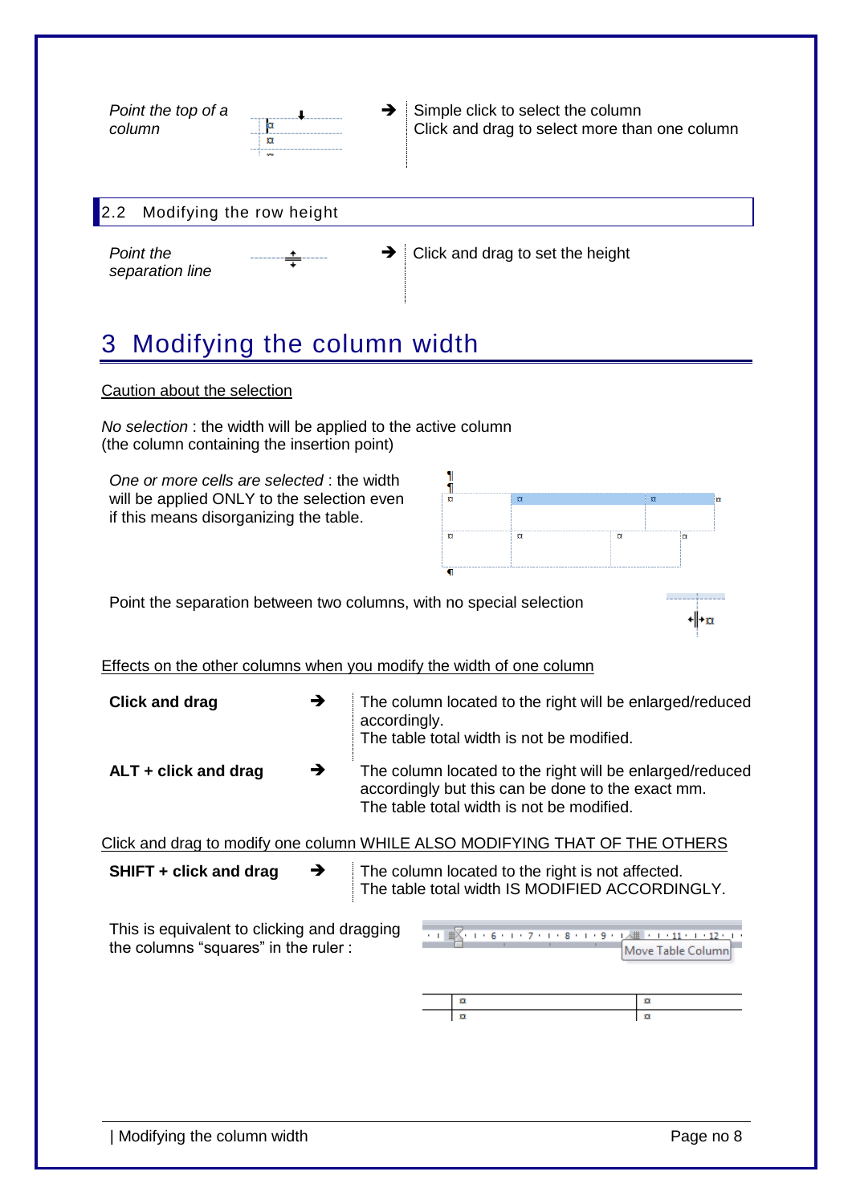| | |
|---|---|
| *Point the top of a column* | ➔ Simple click to select the column<br>Click and drag to select more than one column |

## 2.2 Modifying the row height

| | |
|---|---|
| *Point the separation line* | ➔ Click and drag to set the height |

# 3 Modifying the column width

Caution about the selection

*No selection* : the width will be applied to the active column (the column containing the insertion point)

*One or more cells are selected* : the width will be applied ONLY to the selection even if this means disorganizing the table.

Point the separation between two columns, with no special selection

Effects on the other columns when you modify the width of one column

| | | |
|---|---|---|
| **Click and drag** | ➔ | The column located to the right will be enlarged/reduced accordingly.<br>The table total width is not be modified. |
| **ALT + click and drag** | ➔ | The column located to the right will be enlarged/reduced accordingly but this can be done to the exact mm.<br>The table total width is not be modified. |

Click and drag to modify one column WHILE ALSO MODIFYING THAT OF THE OTHERS

| | | |
|---|---|---|
| **SHIFT + click and drag** | ➔ | The column located to the right is not affected.<br>The table total width IS MODIFIED ACCORDINGLY. |

This is equivalent to clicking and dragging the columns “squares” in the ruler :

Move Table Column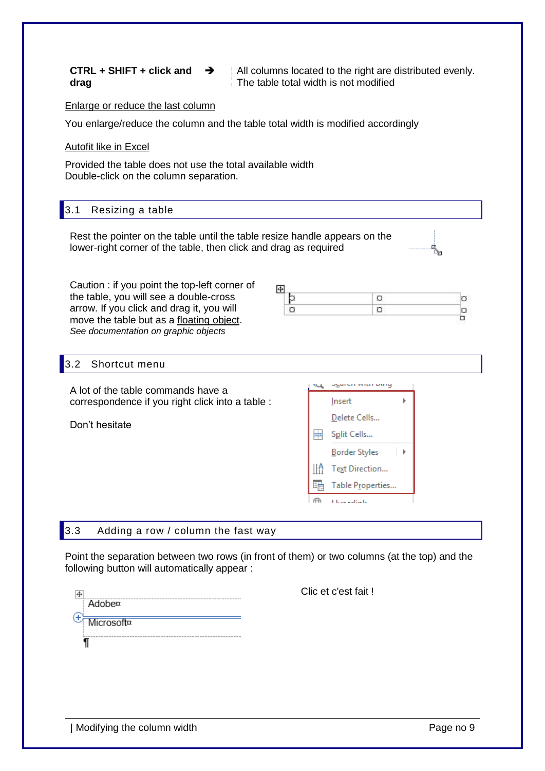| | | |
|---|---|---|
| **CTRL + SHIFT + click and drag** | ➔ | All columns located to the right are distributed evenly. The table total width is not modified |

Enlarge or reduce the last column

You enlarge/reduce the column and the table total width is modified accordingly

Autofit like in Excel

Provided the table does not use the total available width
Double-click on the column separation.

## 3.1 Resizing a table

Rest the pointer on the table until the table resize handle appears on the lower-right corner of the table, then click and drag as required

Caution : if you point the top-left corner of the table, you will see a double-cross arrow. If you click and drag it, you will move the table but as a floating object.
*See documentation on graphic objects*

## 3.2 Shortcut menu

A lot of the table commands have a correspondence if you right click into a table :

Don't hesitate

## 3.3 Adding a row / column the fast way

Point the separation between two rows (in front of them) or two columns (at the top) and the following button will automatically appear :

Clic et c'est fait !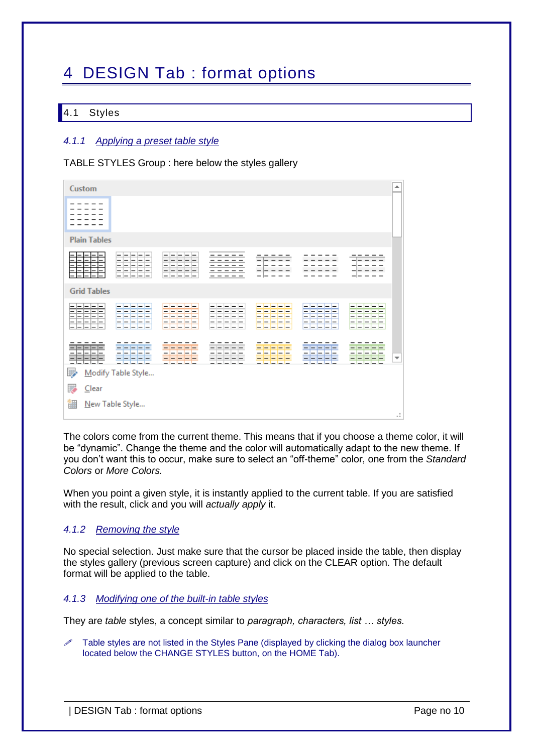# 4 DESIGN Tab : format options

## 4.1 Styles

### 4.1.1 Applying a preset table style

TABLE STYLES Group : here below the styles gallery

The colors come from the current theme. This means that if you choose a theme color, it will be "dynamic". Change the theme and the color will automatically adapt to the new theme. If you don't want this to occur, make sure to select an "off-theme" color, one from the *Standard Colors* or *More Colors.*

When you point a given style, it is instantly applied to the current table. If you are satisfied with the result, click and you will *actually apply* it.

### 4.1.2 Removing the style

No special selection. Just make sure that the cursor be placed inside the table, then display the styles gallery (previous screen capture) and click on the CLEAR option. The default format will be applied to the table.

### 4.1.3 Modifying one of the built-in table styles

They are *table* styles, a concept similar to *paragraph, characters, list … styles*.

Table styles are not listed in the Styles Pane (displayed by clicking the dialog box launcher located below the CHANGE STYLES button, on the HOME Tab).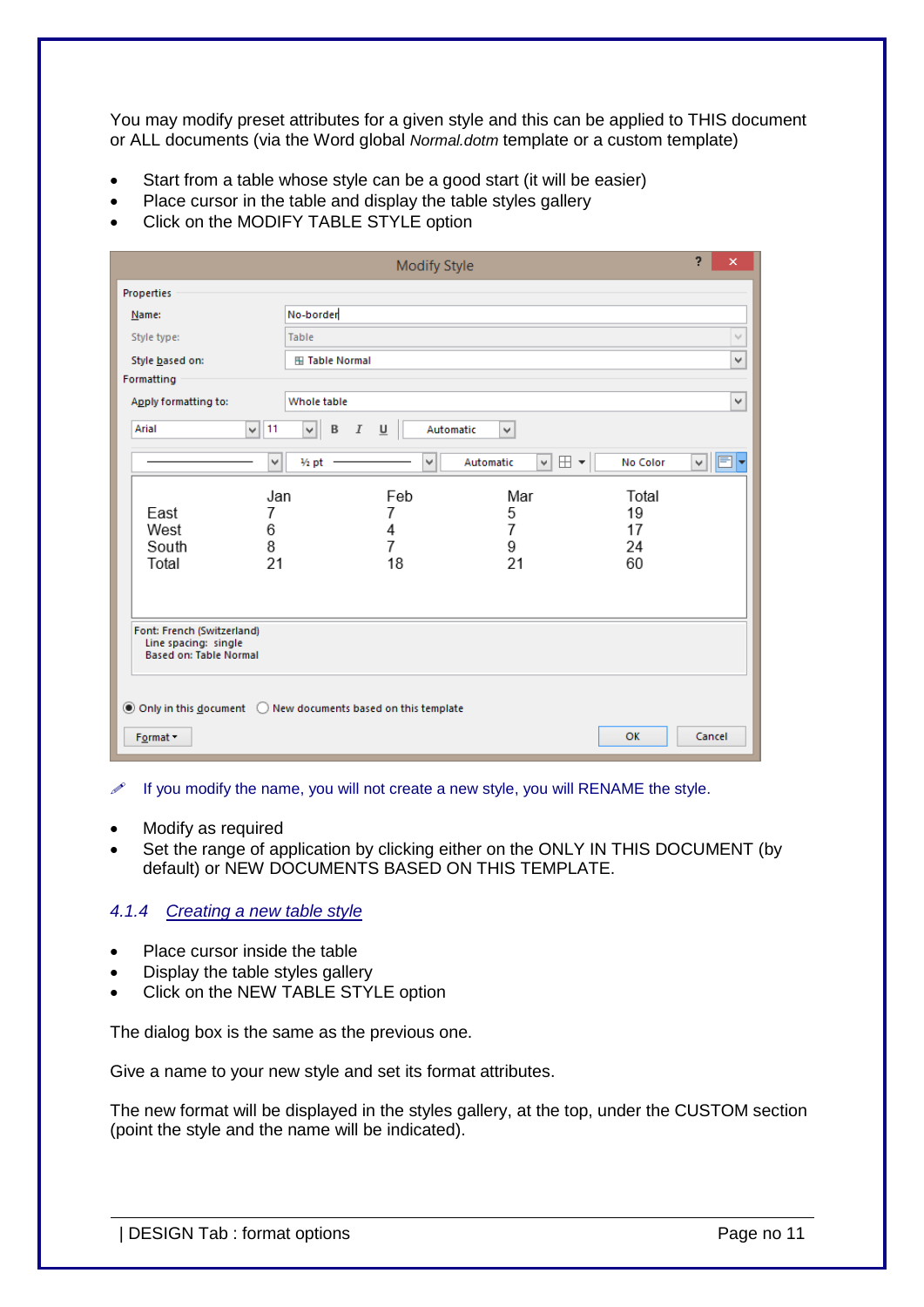You may modify preset attributes for a given style and this can be applied to THIS document or ALL documents (via the Word global *Normal.dotm* template or a custom template)

- Start from a table whose style can be a good start (it will be easier)
- Place cursor in the table and display the table styles gallery
- Click on the MODIFY TABLE STYLE option

Modify Style

Properties

Name: No-border

Style type: Table

Style based on: Table Normal

Formatting

Apply formatting to: Whole table

Arial | 11 | B | I | U | Automatic

½ pt | Automatic | No Color

|  | Jan | Feb | Mar | Total |
|---|---|---|---|---|
| East | 7 | 7 | 5 | 19 |
| West | 6 | 4 | 7 | 17 |
| South | 8 | 7 | 9 | 24 |
| Total | 21 | 18 | 21 | 60 |

Font: French (Switzerland)
Line spacing: single
Based on: Table Normal

Only in this document | New documents based on this template

Format | OK | Cancel

✎ If you modify the name, you will not create a new style, you will RENAME the style.

- Modify as required
- Set the range of application by clicking either on the ONLY IN THIS DOCUMENT (by default) or NEW DOCUMENTS BASED ON THIS TEMPLATE.

### *4.1.4 Creating a new table style*

- Place cursor inside the table
- Display the table styles gallery
- Click on the NEW TABLE STYLE option

The dialog box is the same as the previous one.

Give a name to your new style and set its format attributes.

The new format will be displayed in the styles gallery, at the top, under the CUSTOM section (point the style and the name will be indicated).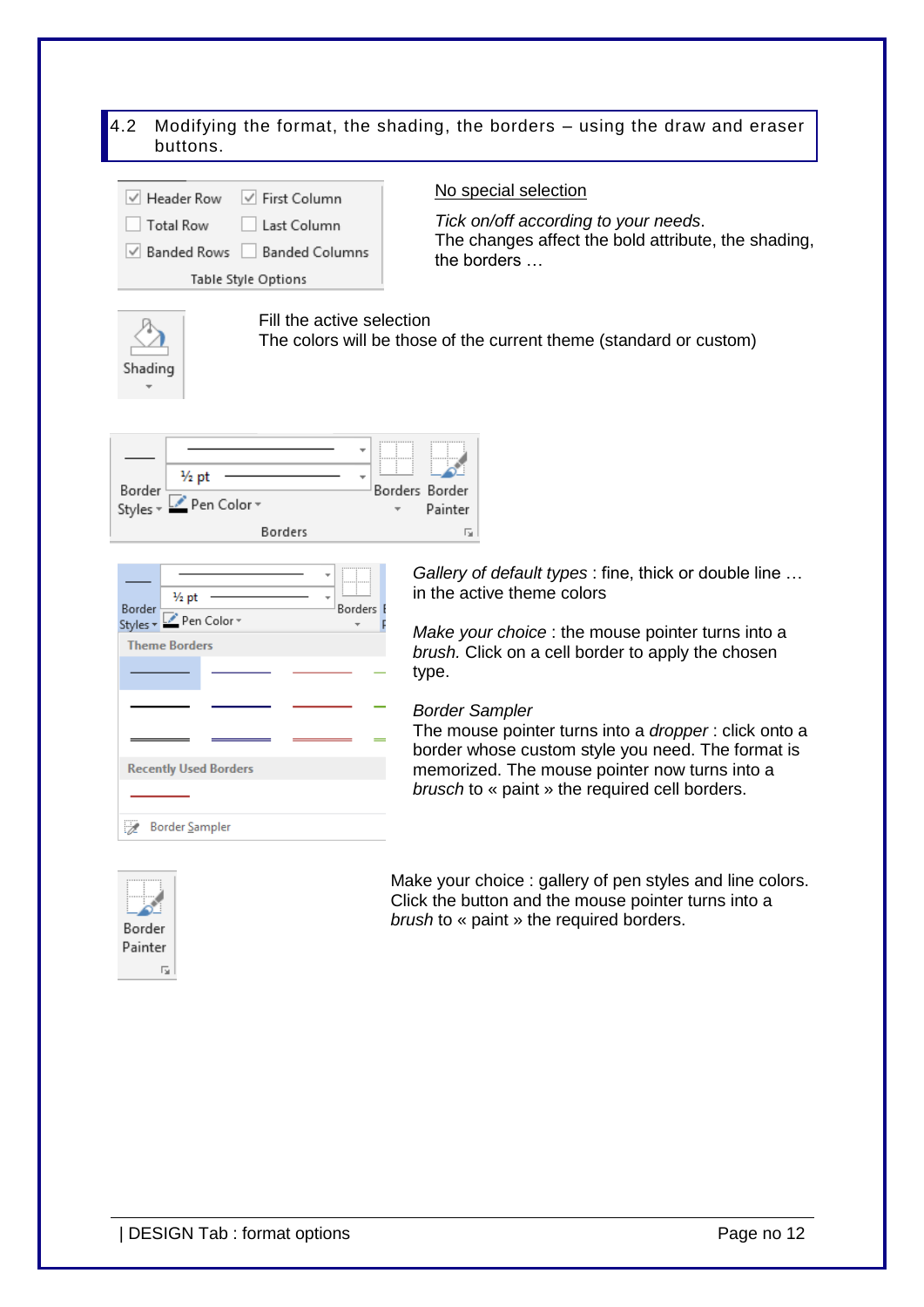## 4.2 Modifying the format, the shading, the borders – using the draw and eraser buttons.

<u>No special selection</u>

*Tick on/off according to your needs*.
The changes affect the bold attribute, the shading, the borders …

Fill the active selection
The colors will be those of the current theme (standard or custom)

*Gallery of default types* : fine, thick or double line … in the active theme colors

*Make your choice* : the mouse pointer turns into a *brush.* Click on a cell border to apply the chosen type.

*Border Sampler*
The mouse pointer turns into a *dropper* : click onto a border whose custom style you need. The format is memorized. The mouse pointer now turns into a *brusch* to « paint » the required cell borders.

Make your choice : gallery of pen styles and line colors. Click the button and the mouse pointer turns into a *brush* to « paint » the required borders.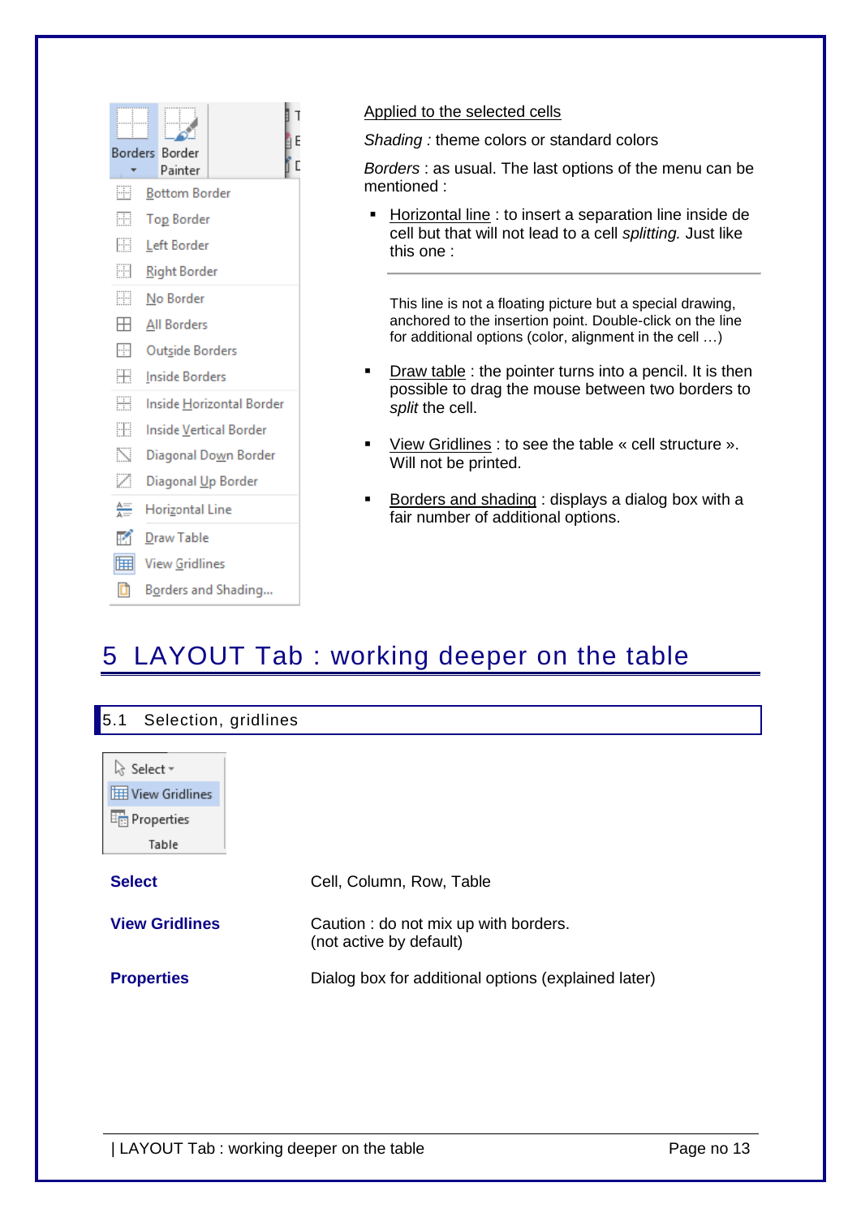Applied to the selected cells

*Shading :* theme colors or standard colors

*Borders* : as usual. The last options of the menu can be mentioned :

- Horizontal line : to insert a separation line inside de cell but that will not lead to a cell *splitting.* Just like this one :

---

This line is not a floating picture but a special drawing, anchored to the insertion point. Double-click on the line for additional options (color, alignment in the cell …)

- Draw table : the pointer turns into a pencil. It is then possible to drag the mouse between two borders to *split* the cell.
- View Gridlines : to see the table « cell structure ». Will not be printed.
- Borders and shading : displays a dialog box with a fair number of additional options.

# 5 LAYOUT Tab : working deeper on the table

## 5.1 Selection, gridlines

| | |
|---|---|
| **Select** | Cell, Column, Row, Table |
| **View Gridlines** | Caution : do not mix up with borders.<br>(not active by default) |
| **Properties** | Dialog box for additional options (explained later) |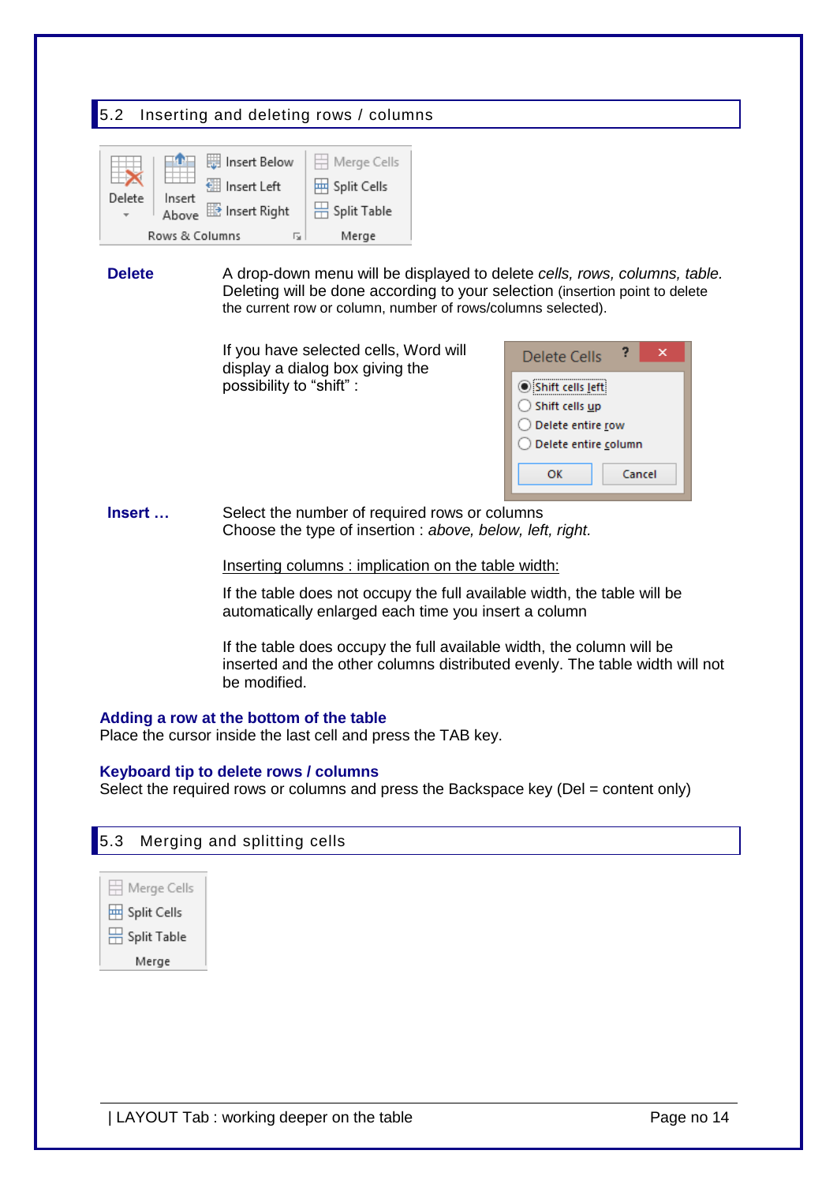## 5.2 Inserting and deleting rows / columns

**Delete**

A drop-down menu will be displayed to delete *cells, rows, columns, table.* Deleting will be done according to your selection (insertion point to delete the current row or column, number of rows/columns selected).

If you have selected cells, Word will display a dialog box giving the possibility to "shift" :

**Insert …**

Select the number of required rows or columns
Choose the type of insertion : *above, below, left, right.*

Inserting columns : implication on the table width:

If the table does not occupy the full available width, the table will be automatically enlarged each time you insert a column

If the table does occupy the full available width, the column will be inserted and the other columns distributed evenly. The table width will not be modified.

**Adding a row at the bottom of the table**
Place the cursor inside the last cell and press the TAB key.

**Keyboard tip to delete rows / columns**
Select the required rows or columns and press the Backspace key (Del = content only)

## 5.3 Merging and splitting cells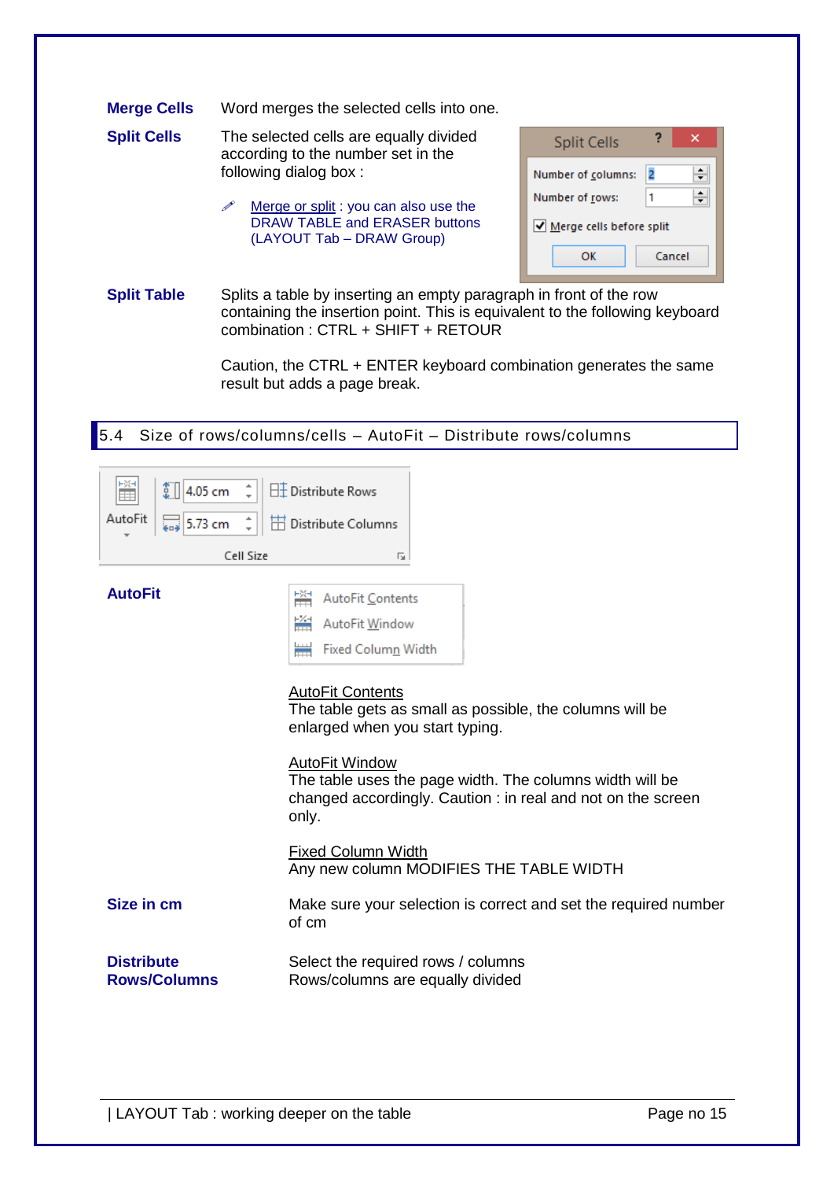**Merge Cells** Word merges the selected cells into one.

**Split Cells** The selected cells are equally divided according to the number set in the following dialog box :

Merge or split : you can also use the DRAW TABLE and ERASER buttons (LAYOUT Tab – DRAW Group)

Split Cells

Number of columns: 2

Number of rows: 1

☑ Merge cells before split

OK Cancel

**Split Table** Splits a table by inserting an empty paragraph in front of the row containing the insertion point. This is equivalent to the following keyboard combination : CTRL + SHIFT + RETOUR

Caution, the CTRL + ENTER keyboard combination generates the same result but adds a page break.

## 5.4 Size of rows/columns/cells – AutoFit – Distribute rows/columns

AutoFit | 4.05 cm | 5.73 cm | Distribute Rows | Distribute Columns | Cell Size

**AutoFit**

AutoFit Contents
AutoFit Window
Fixed Column Width

AutoFit Contents
The table gets as small as possible, the columns will be enlarged when you start typing.

AutoFit Window
The table uses the page width. The columns width will be changed accordingly. Caution : in real and not on the screen only.

Fixed Column Width
Any new column MODIFIES THE TABLE WIDTH

**Size in cm** Make sure your selection is correct and set the required number of cm

**Distribute Rows/Columns** Select the required rows / columns
Rows/columns are equally divided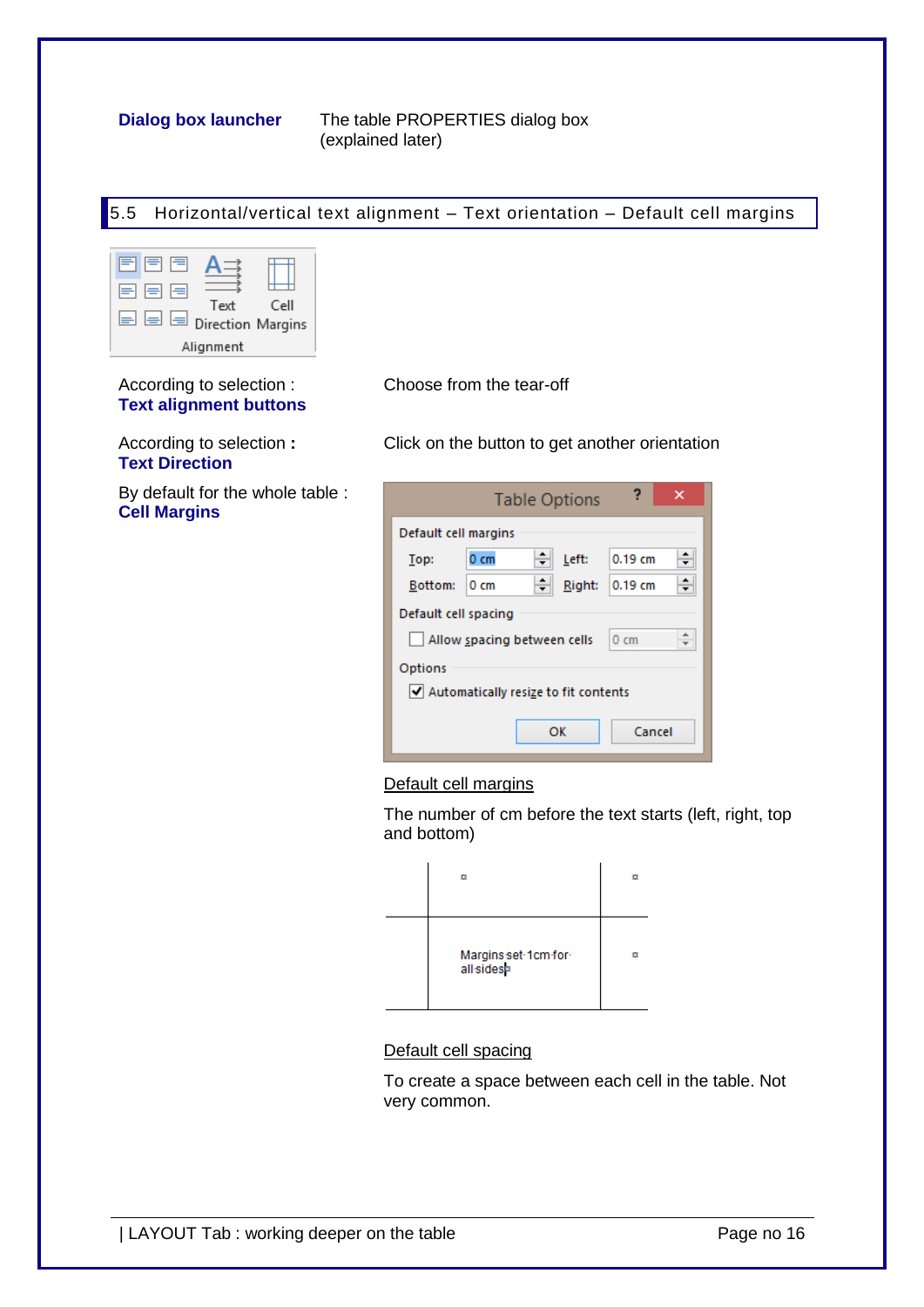**Dialog box launcher** — The table PROPERTIES dialog box (explained later)

## 5.5 Horizontal/vertical text alignment – Text orientation – Default cell margins

According to selection : **Text alignment buttons**

Choose from the tear-off

According to selection **:** **Text Direction**

Click on the button to get another orientation

By default for the whole table : **Cell Margins**

Default cell margins

The number of cm before the text starts (left, right, top and bottom)

Default cell spacing

To create a space between each cell in the table. Not very common.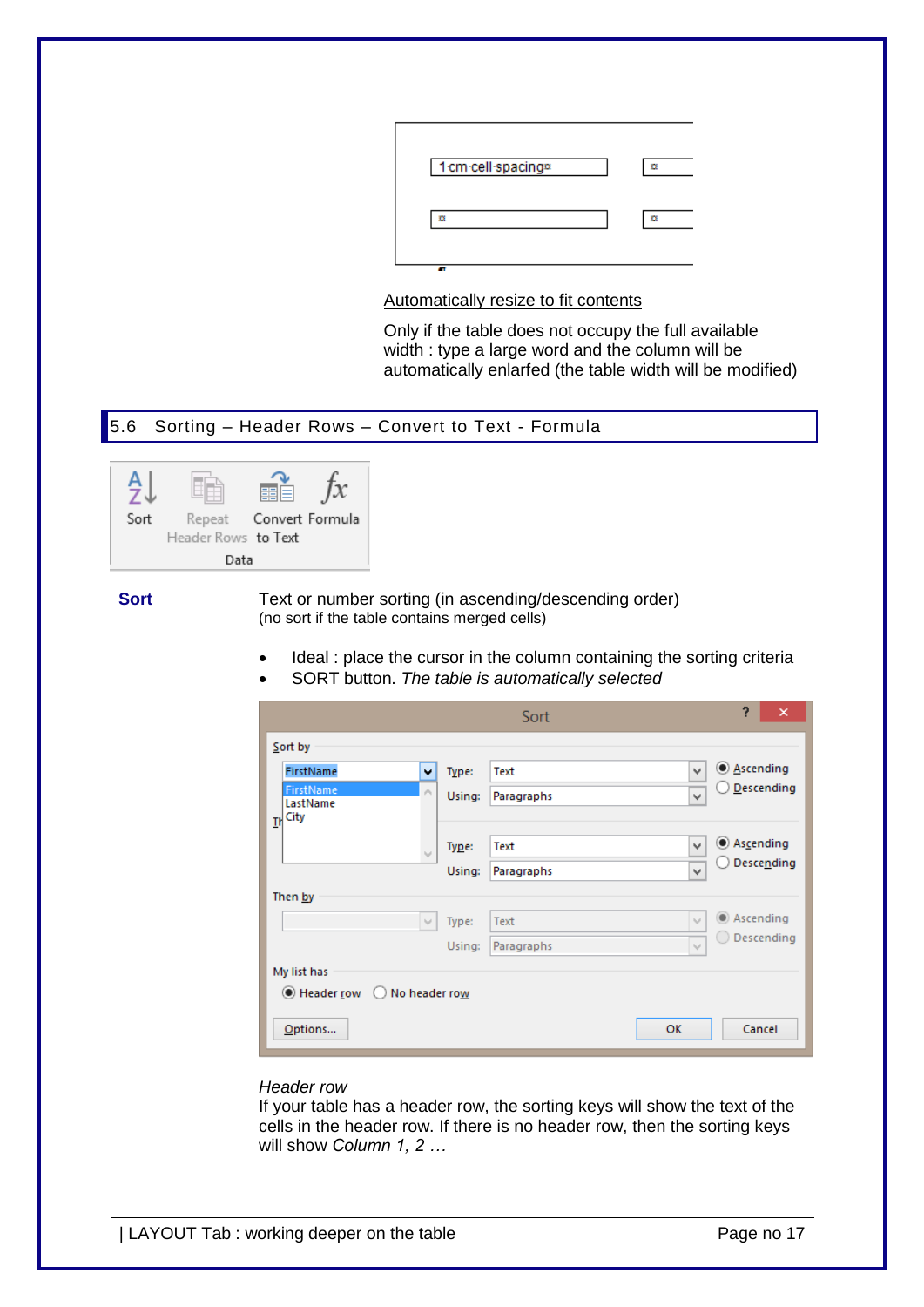Automatically resize to fit contents

Only if the table does not occupy the full available width : type a large word and the column will be automatically enlarfed (the table width will be modified)

## 5.6 Sorting – Header Rows – Convert to Text - Formula

**Sort**

Text or number sorting (in ascending/descending order)
(no sort if the table contains merged cells)

- Ideal : place the cursor in the column containing the sorting criteria
- SORT button. *The table is automatically selected*

*Header row*
If your table has a header row, the sorting keys will show the text of the cells in the header row. If there is no header row, then the sorting keys will show *Column 1, 2 …*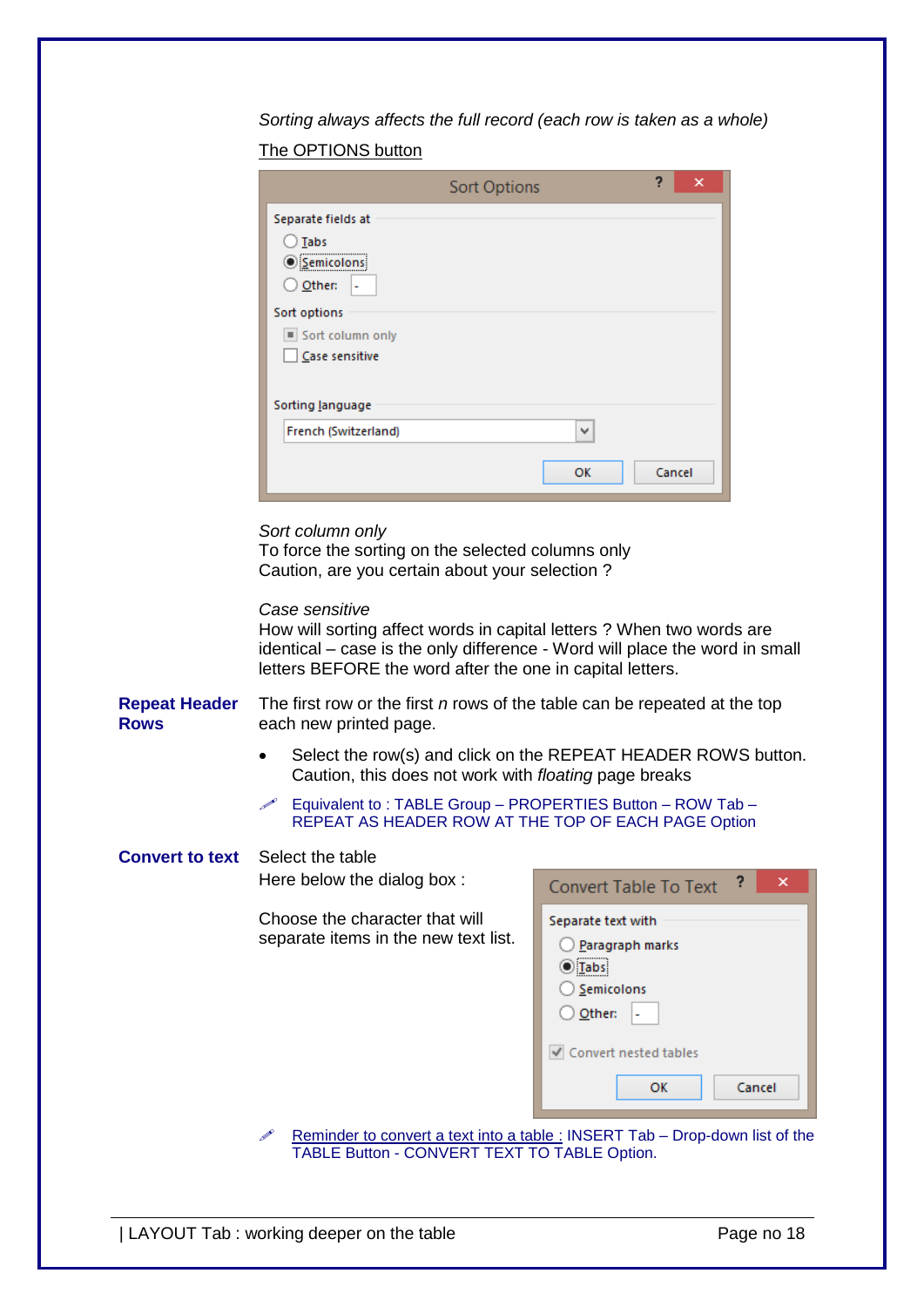*Sorting always affects the full record (each row is taken as a whole)*

The OPTIONS button

*Sort column only*
To force the sorting on the selected columns only
Caution, are you certain about your selection ?

*Case sensitive*
How will sorting affect words in capital letters ? When two words are identical – case is the only difference - Word will place the word in small letters BEFORE the word after the one in capital letters.

**Repeat Header Rows**

The first row or the first *n* rows of the table can be repeated at the top each new printed page.

- Select the row(s) and click on the REPEAT HEADER ROWS button. Caution, this does not work with *floating* page breaks

✐ Equivalent to : TABLE Group – PROPERTIES Button – ROW Tab – REPEAT AS HEADER ROW AT THE TOP OF EACH PAGE Option

**Convert to text**

Select the table
Here below the dialog box :

Choose the character that will separate items in the new text list.

✐ Reminder to convert a text into a table : INSERT Tab – Drop-down list of the TABLE Button - CONVERT TEXT TO TABLE Option.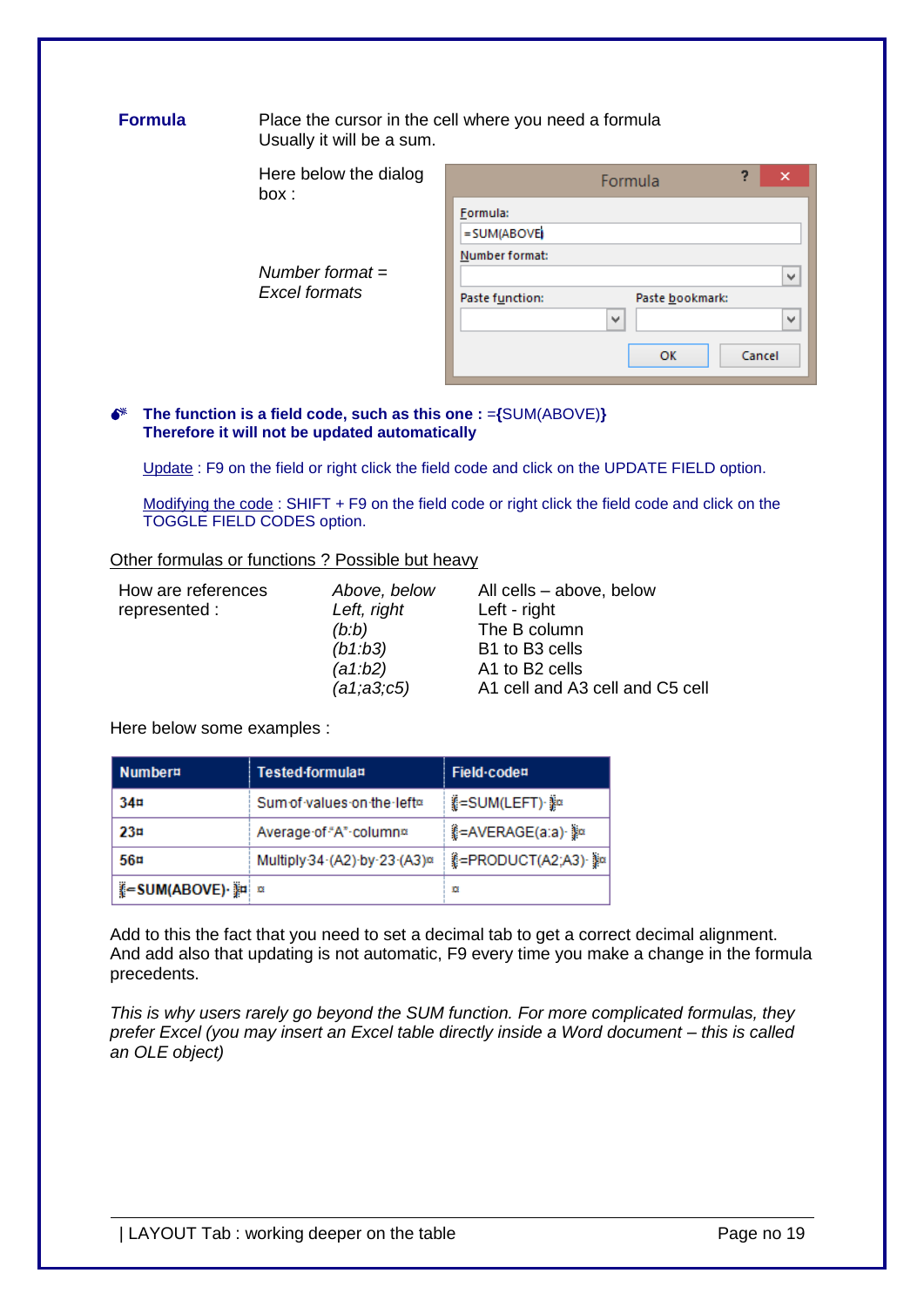**Formula**

Place the cursor in the cell where you need a formula
Usually it will be a sum.

Here below the dialog box :

*Number format = Excel formats*

**The function is a field code, such as this one : ={SUM(ABOVE)}**
**Therefore it will not be updated automatically**

Update : F9 on the field or right click the field code and click on the UPDATE FIELD option.

Modifying the code : SHIFT + F9 on the field code or right click the field code and click on the TOGGLE FIELD CODES option.

Other formulas or functions ? Possible but heavy

| How are references represented : | *Above, below* | All cells – above, below |
|---|---|---|
| | *Left, right* | Left - right |
| | *(b:b)* | The B column |
| | *(b1:b3)* | B1 to B3 cells |
| | *(a1:b2)* | A1 to B2 cells |
| | *(a1;a3;c5)* | A1 cell and A3 cell and C5 cell |

Here below some examples :

| Number | Tested formula | Field code |
|---|---|---|
| 34 | Sum of values on the left | {=SUM(LEFT) } |
| 23 | Average of "A" column | {=AVERAGE(a:a) } |
| 56 | Multiply 34 (A2) by 23 (A3) | {=PRODUCT(A2;A3) } |
| {=SUM(ABOVE) } | | |

Add to this the fact that you need to set a decimal tab to get a correct decimal alignment. And add also that updating is not automatic, F9 every time you make a change in the formula precedents.

*This is why users rarely go beyond the SUM function. For more complicated formulas, they prefer Excel (you may insert an Excel table directly inside a Word document – this is called an OLE object)*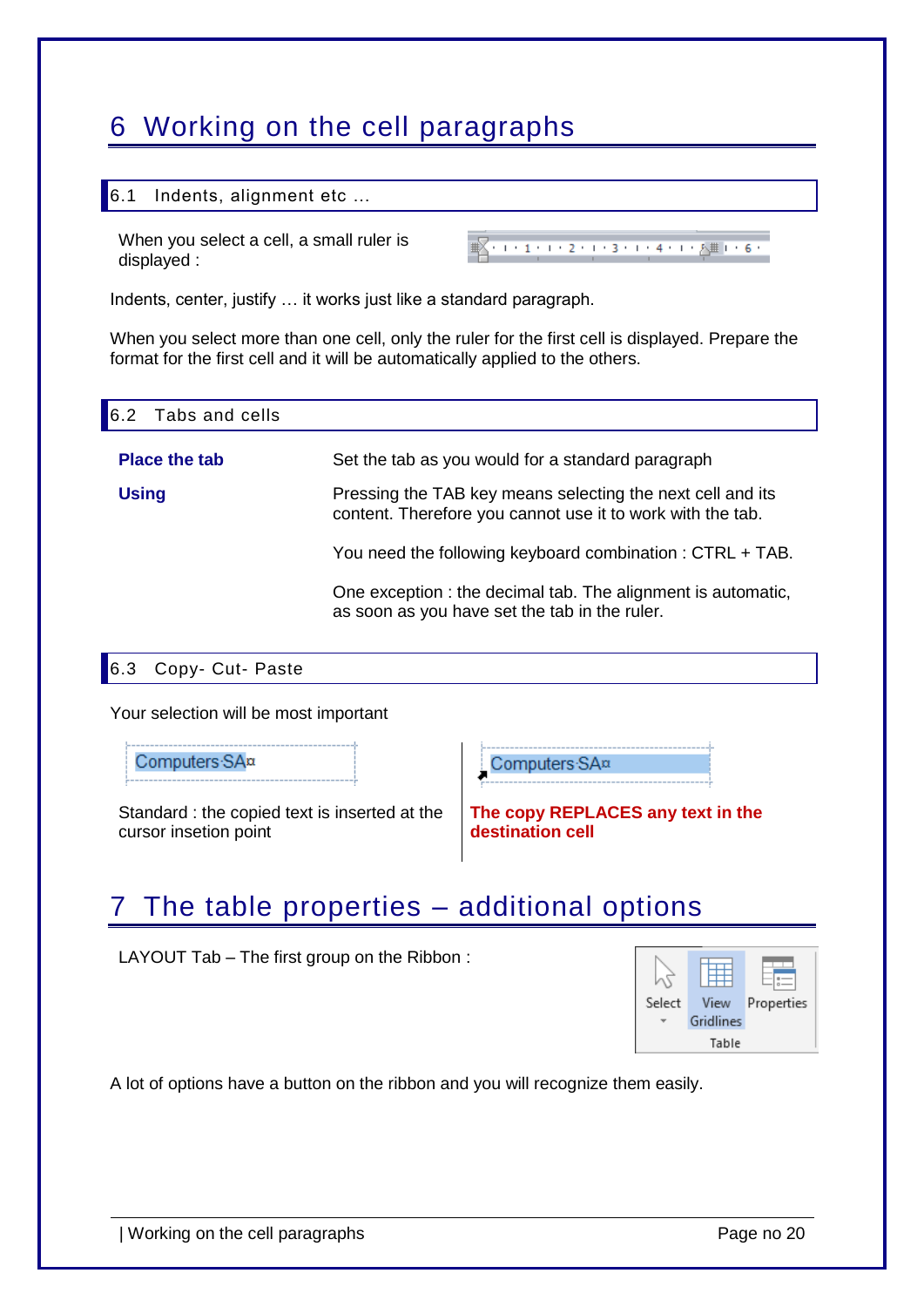# 6 Working on the cell paragraphs

## 6.1 Indents, alignment etc ...

When you select a cell, a small ruler is displayed :

Indents, center, justify … it works just like a standard paragraph.

When you select more than one cell, only the ruler for the first cell is displayed. Prepare the format for the first cell and it will be automatically applied to the others.

## 6.2 Tabs and cells

**Place the tab** — Set the tab as you would for a standard paragraph

**Using** — Pressing the TAB key means selecting the next cell and its content. Therefore you cannot use it to work with the tab.

You need the following keyboard combination : CTRL + TAB.

One exception : the decimal tab. The alignment is automatic, as soon as you have set the tab in the ruler.

## 6.3 Copy- Cut- Paste

Your selection will be most important

Computers SA¤

Standard : the copied text is inserted at the cursor insetion point

Computers SA¤

**The copy REPLACES any text in the destination cell**

# 7 The table properties – additional options

LAYOUT Tab – The first group on the Ribbon :

Select | View Gridlines | Properties
Table

A lot of options have a button on the ribbon and you will recognize them easily.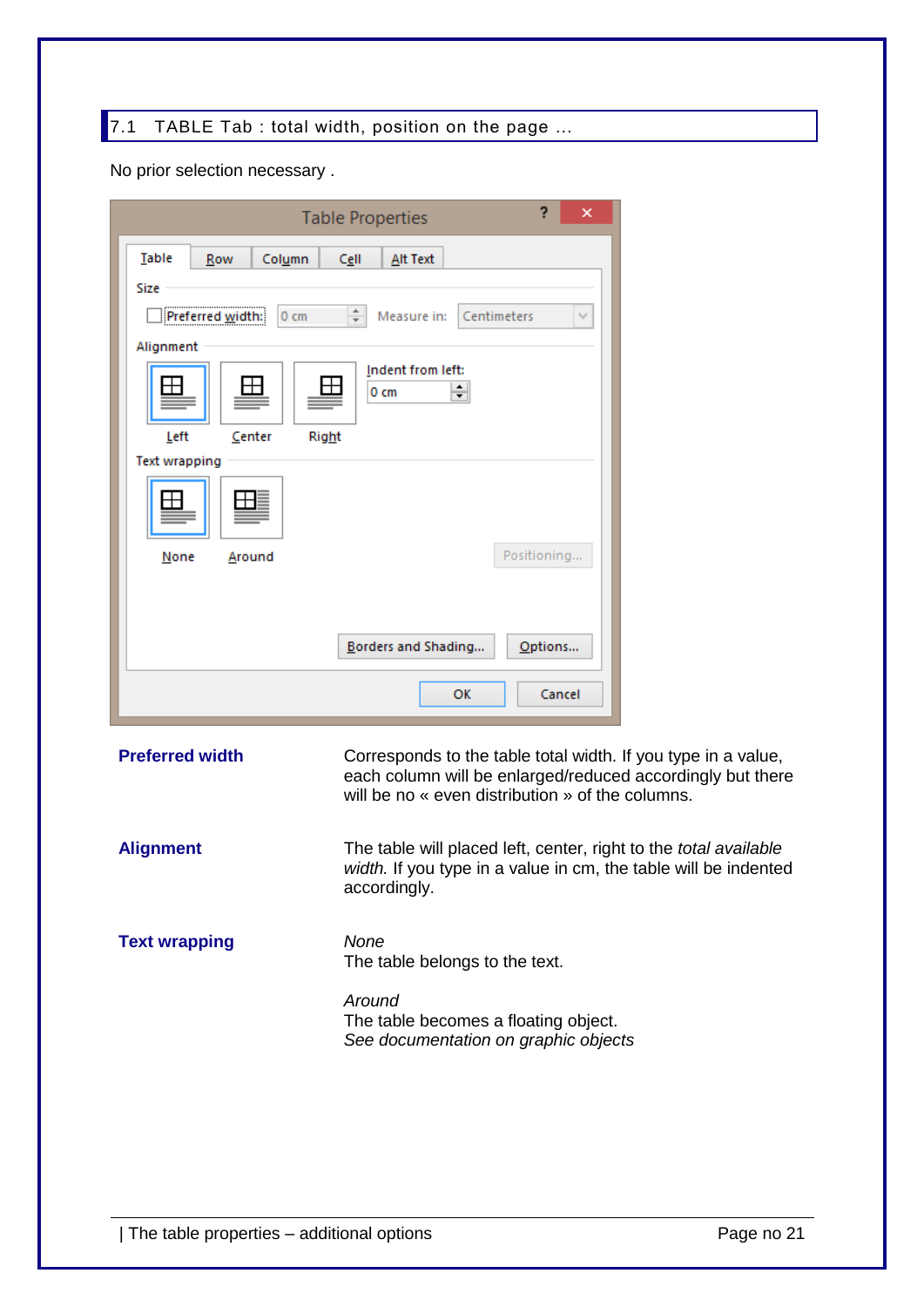## 7.1 TABLE Tab : total width, position on the page ...

No prior selection necessary .

| | |
|---|---|
| **Preferred width** | Corresponds to the table total width. If you type in a value, each column will be enlarged/reduced accordingly but there will be no « even distribution » of the columns. |
| **Alignment** | The table will placed left, center, right to the *total available width.* If you type in a value in cm, the table will be indented accordingly. |
| **Text wrapping** | *None*<br>The table belongs to the text.<br><br>*Around*<br>The table becomes a floating object.<br>*See documentation on graphic objects* |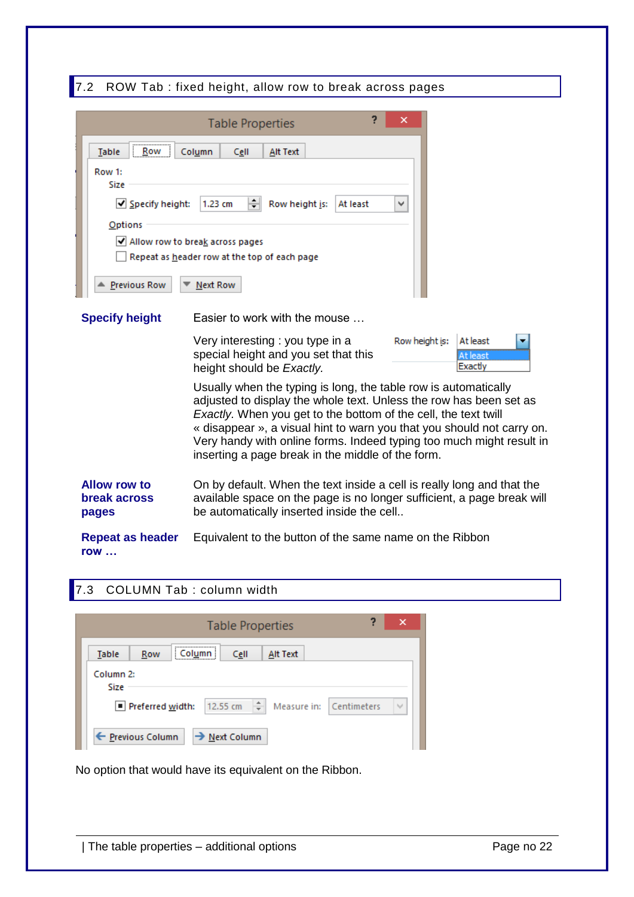## 7.2 ROW Tab : fixed height, allow row to break across pages

**Specify height**

Easier to work with the mouse …

Very interesting : you type in a special height and you set that this height should be *Exactly.*

Usually when the typing is long, the table row is automatically adjusted to display the whole text. Unless the row has been set as *Exactly*. When you get to the bottom of the cell, the text twill « disappear », a visual hint to warn you that you should not carry on. Very handy with online forms. Indeed typing too much might result in inserting a page break in the middle of the form.

**Allow row to break across pages**

On by default. When the text inside a cell is really long and that the available space on the page is no longer sufficient, a page break will be automatically inserted inside the cell..

**Repeat as header row …**

Equivalent to the button of the same name on the Ribbon

## 7.3 COLUMN Tab : column width

No option that would have its equivalent on the Ribbon.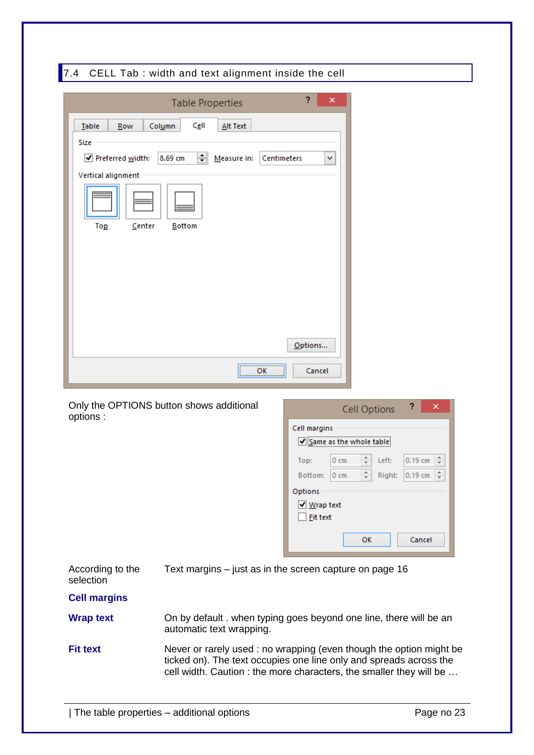## 7.4 CELL Tab : width and text alignment inside the cell

Only the OPTIONS button shows additional options :

| | |
|---|---|
| According to the selection | Text margins – just as in the screen capture on page 16 |
| **Cell margins** | |
| **Wrap text** | On by default . when typing goes beyond one line, there will be an automatic text wrapping. |
| **Fit text** | Never or rarely used : no wrapping (even though the option might be ticked on). The text occupies one line only and spreads across the cell width. Caution : the more characters, the smaller they will be … |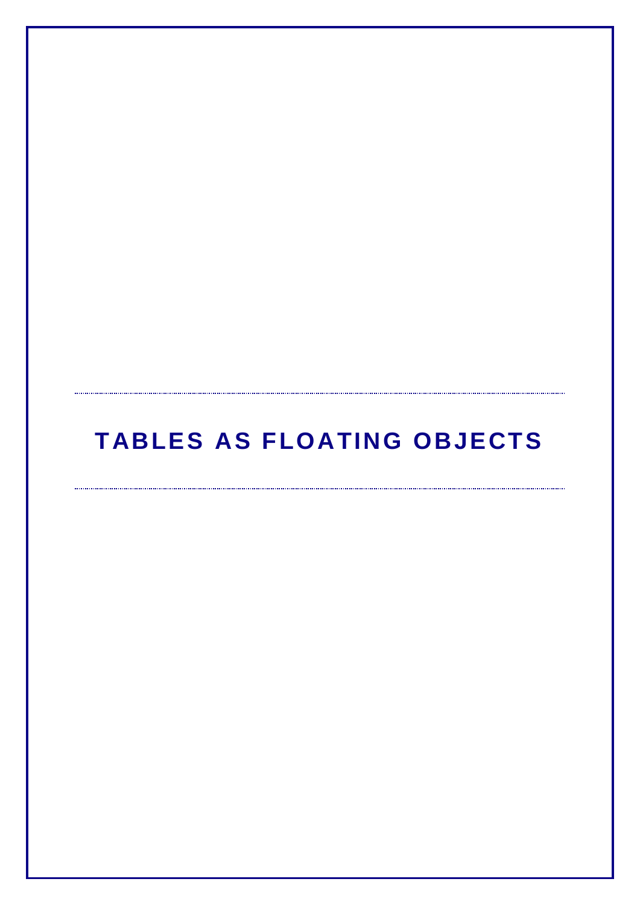# TABLES AS FLOATING OBJECTS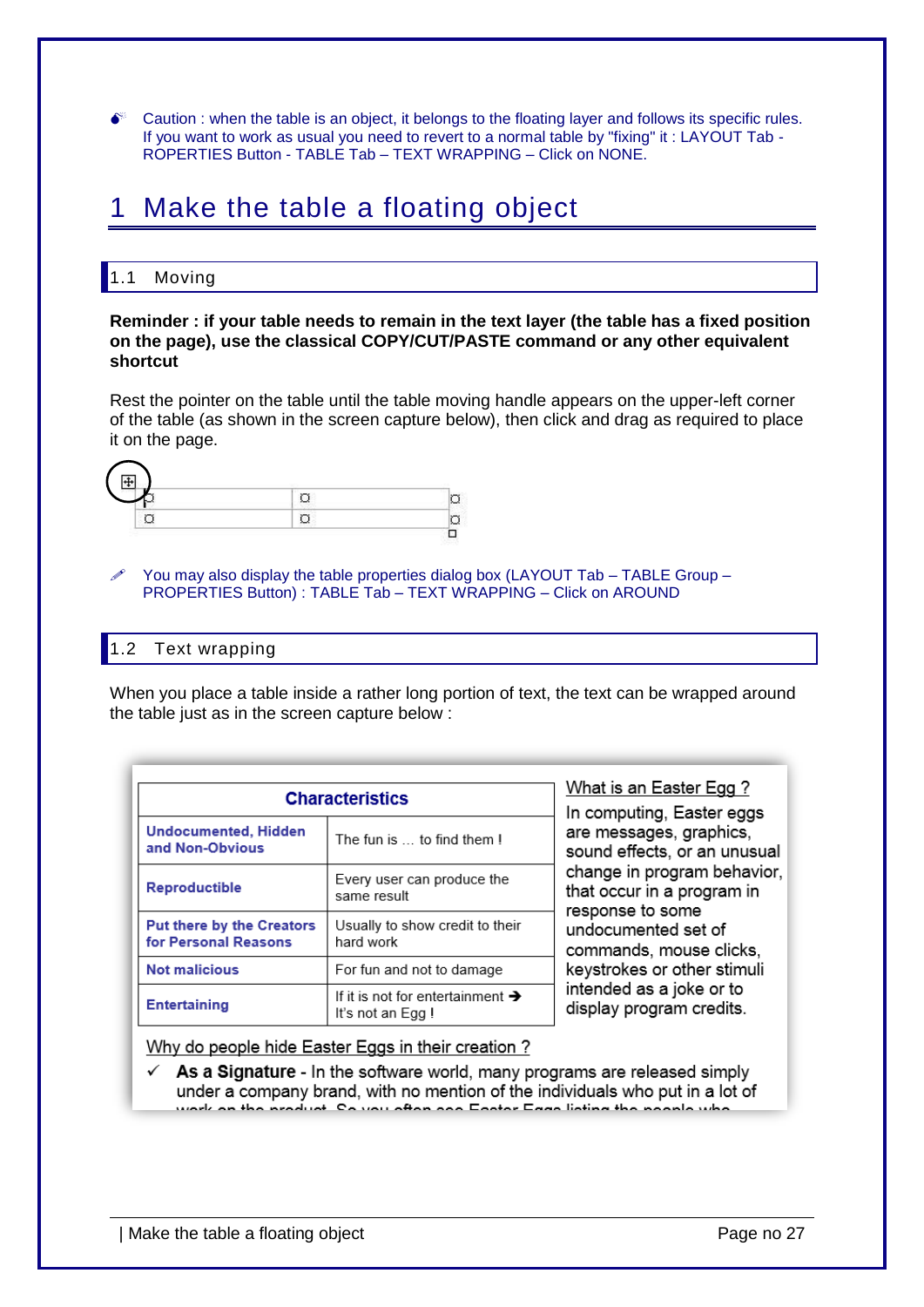Caution : when the table is an object, it belongs to the floating layer and follows its specific rules. If you want to work as usual you need to revert to a normal table by "fixing" it : LAYOUT Tab - ROPERTIES Button - TABLE Tab – TEXT WRAPPING – Click on NONE.

# 1 Make the table a floating object

## 1.1 Moving

**Reminder : if your table needs to remain in the text layer (the table has a fixed position on the page), use the classical COPY/CUT/PASTE command or any other equivalent shortcut**

Rest the pointer on the table until the table moving handle appears on the upper-left corner of the table (as shown in the screen capture below), then click and drag as required to place it on the page.

You may also display the table properties dialog box (LAYOUT Tab – TABLE Group – PROPERTIES Button) : TABLE Tab – TEXT WRAPPING – Click on AROUND

## 1.2 Text wrapping

When you place a table inside a rather long portion of text, the text can be wrapped around the table just as in the screen capture below :

| Characteristics | |
|---|---|
| Undocumented, Hidden and Non-Obvious | The fun is … to find them ! |
| Reproductible | Every user can produce the same result |
| Put there by the Creators for Personal Reasons | Usually to show credit to their hard work |
| Not malicious | For fun and not to damage |
| Entertaining | If it is not for entertainment ➔ It's not an Egg ! |

What is an Easter Egg ?

In computing, Easter eggs are messages, graphics, sound effects, or an unusual change in program behavior, that occur in a program in response to some undocumented set of commands, mouse clicks, keystrokes or other stimuli intended as a joke or to display program credits.

Why do people hide Easter Eggs in their creation ?

- ✓ **As a Signature** - In the software world, many programs are released simply under a company brand, with no mention of the individuals who put in a lot of work on the product. So you often see Easter Eggs listing the people who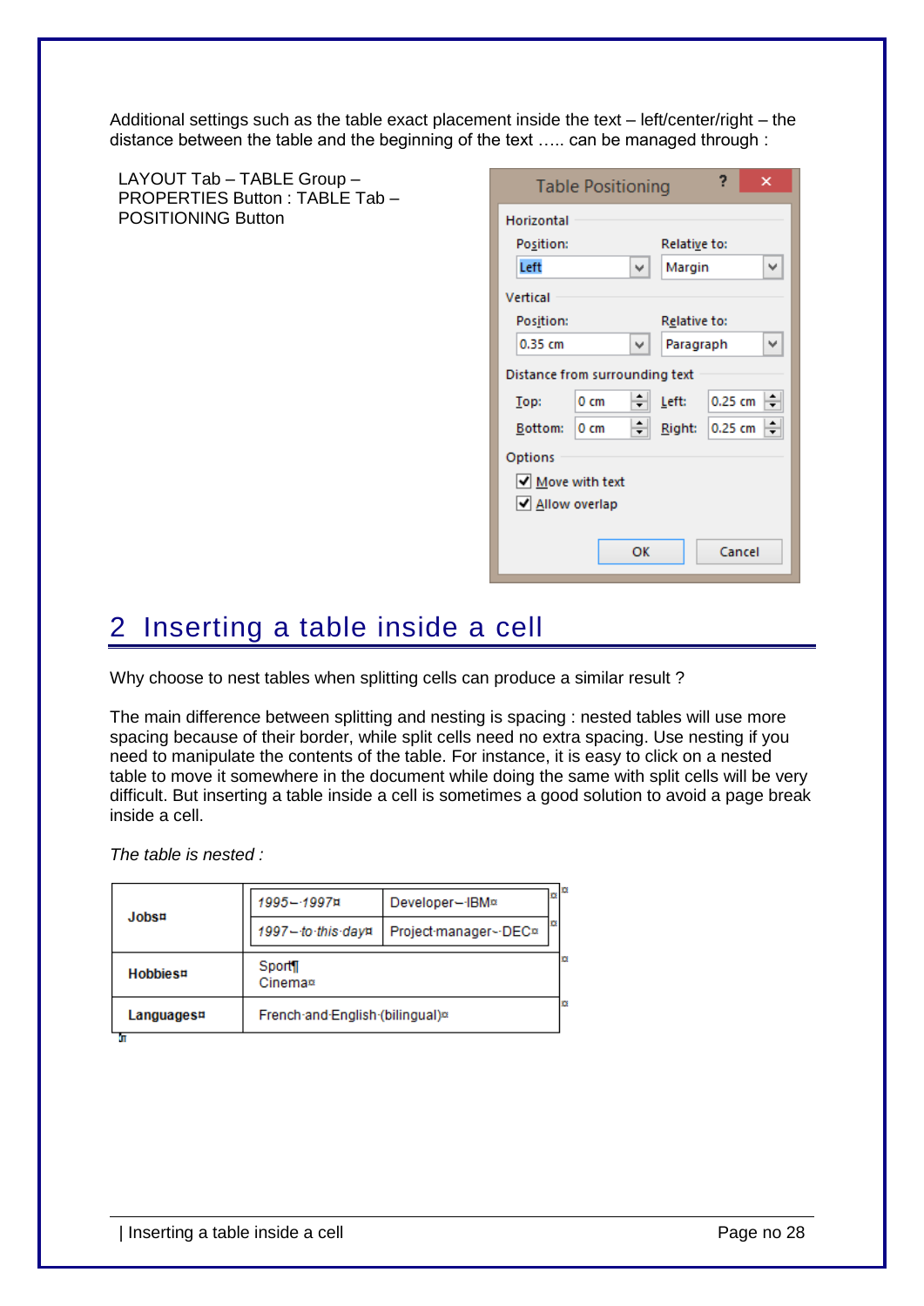Additional settings such as the table exact placement inside the text – left/center/right – the distance between the table and the beginning of the text ….. can be managed through :

LAYOUT Tab – TABLE Group – PROPERTIES Button : TABLE Tab – POSITIONING Button

Table Positioning

Horizontal

Position: Left — Relative to: Margin

Vertical

Position: 0.35 cm — Relative to: Paragraph

Distance from surrounding text

Top: 0 cm — Left: 0.25 cm

Bottom: 0 cm — Right: 0.25 cm

Options

- [x] Move with text
- [x] Allow overlap

OK — Cancel

## 2 Inserting a table inside a cell

Why choose to nest tables when splitting cells can produce a similar result ?

The main difference between splitting and nesting is spacing : nested tables will use more spacing because of their border, while split cells need no extra spacing. Use nesting if you need to manipulate the contents of the table. For instance, it is easy to click on a nested table to move it somewhere in the document while doing the same with split cells will be very difficult. But inserting a table inside a cell is sometimes a good solution to avoid a page break inside a cell.

*The table is nested :*

| | |
|---|---|
| **Jobs** | *1995 – 1997* — Developer – IBM<br>*1997 – to this day* — Project manager - DEC |
| **Hobbies** | Sport<br>Cinema |
| **Languages** | French and English (bilingual) |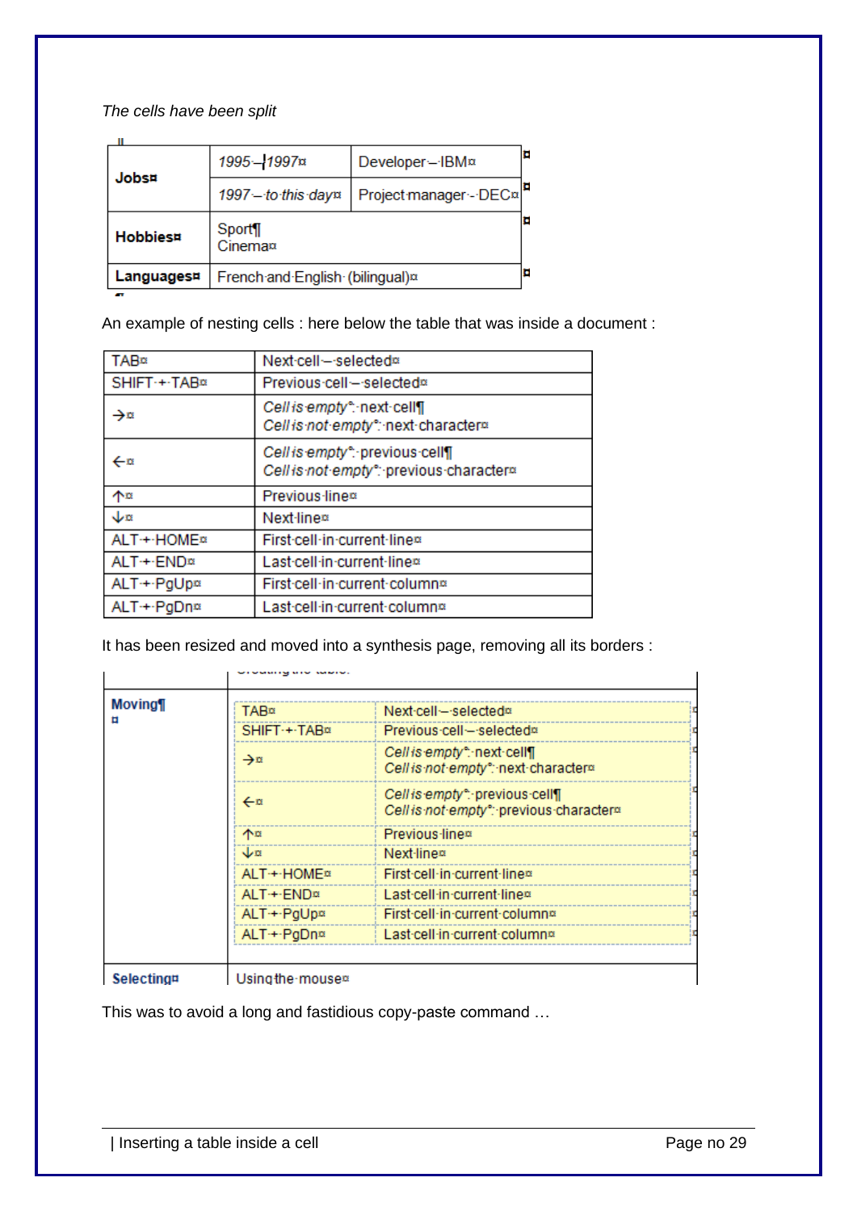*The cells have been split*

| | | |
|---|---|---|
| **Jobs** | *1995 – 1997* | Developer – IBM |
| | *1997 – to this day* | Project manager - DEC |
| **Hobbies** | Sport<br>Cinema | |
| **Languages** | French and English (bilingual) | |

An example of nesting cells : here below the table that was inside a document :

| | |
|---|---|
| TAB | Next cell – selected |
| SHIFT + TAB | Previous cell – selected |
| → | *Cell is empty*: next cell<br>*Cell is not empty*: next character |
| ← | *Cell is empty*: previous cell<br>*Cell is not empty*: previous character |
| ↑ | Previous line |
| ↓ | Next line |
| ALT + HOME | First cell in current line |
| ALT + END | Last cell in current line |
| ALT + PgUp | First cell in current column |
| ALT + PgDn | Last cell in current column |

It has been resized and moved into a synthesis page, removing all its borders :

| | | |
|---|---|---|
| **Moving** | TAB | Next cell – selected |
| | SHIFT + TAB | Previous cell – selected |
| | → | *Cell is empty*: next cell<br>*Cell is not empty*: next character |
| | ← | *Cell is empty*: previous cell<br>*Cell is not empty*: previous character |
| | ↑ | Previous line |
| | ↓ | Next line |
| | ALT + HOME | First cell in current line |
| | ALT + END | Last cell in current line |
| | ALT + PgUp | First cell in current column |
| | ALT + PgDn | Last cell in current column |
| **Selecting** | Using the mouse | |

This was to avoid a long and fastidious copy-paste command …